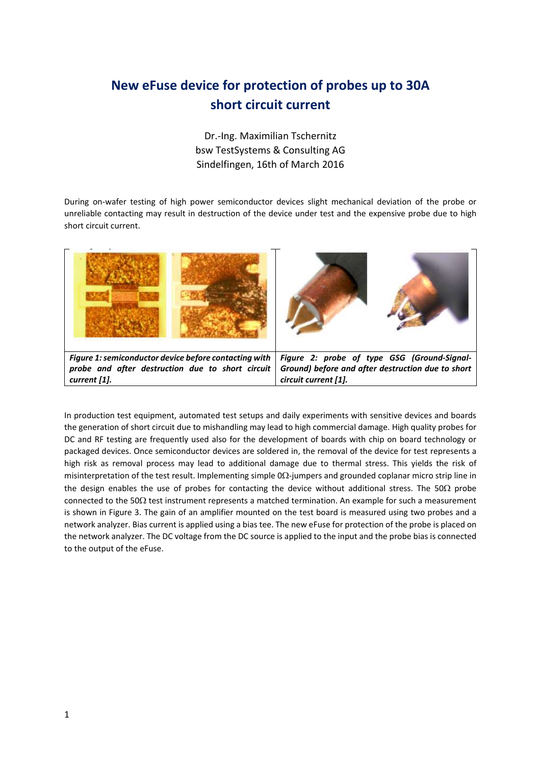# New eFuse device for protection of probes up to 30A short circuit current

Dr.-Ing. Maximilian Tschernitz
bsw TestSystems & Consulting AG
Sindelfingen, 16th of March 2016

During on-wafer testing of high power semiconductor devices slight mechanical deviation of the probe or unreliable contacting may result in destruction of the device under test and the expensive probe due to high short circuit current.

| *Figure 1: semiconductor device before contacting with probe and after destruction due to short circuit current [1].* | *Figure 2: probe of type GSG (Ground-Signal-Ground) before and after destruction due to short circuit current [1].* |
|---|---|

In production test equipment, automated test setups and daily experiments with sensitive devices and boards the generation of short circuit due to mishandling may lead to high commercial damage. High quality probes for DC and RF testing are frequently used also for the development of boards with chip on board technology or packaged devices. Once semiconductor devices are soldered in, the removal of the device for test represents a high risk as removal process may lead to additional damage due to thermal stress. This yields the risk of misinterpretation of the test result. Implementing simple 0Ω-jumpers and grounded coplanar micro strip line in the design enables the use of probes for contacting the device without additional stress. The 50Ω probe connected to the 50Ω test instrument represents a matched termination. An example for such a measurement is shown in Figure 3. The gain of an amplifier mounted on the test board is measured using two probes and a network analyzer. Bias current is applied using a bias tee. The new eFuse for protection of the probe is placed on the network analyzer. The DC voltage from the DC source is applied to the input and the probe bias is connected to the output of the eFuse.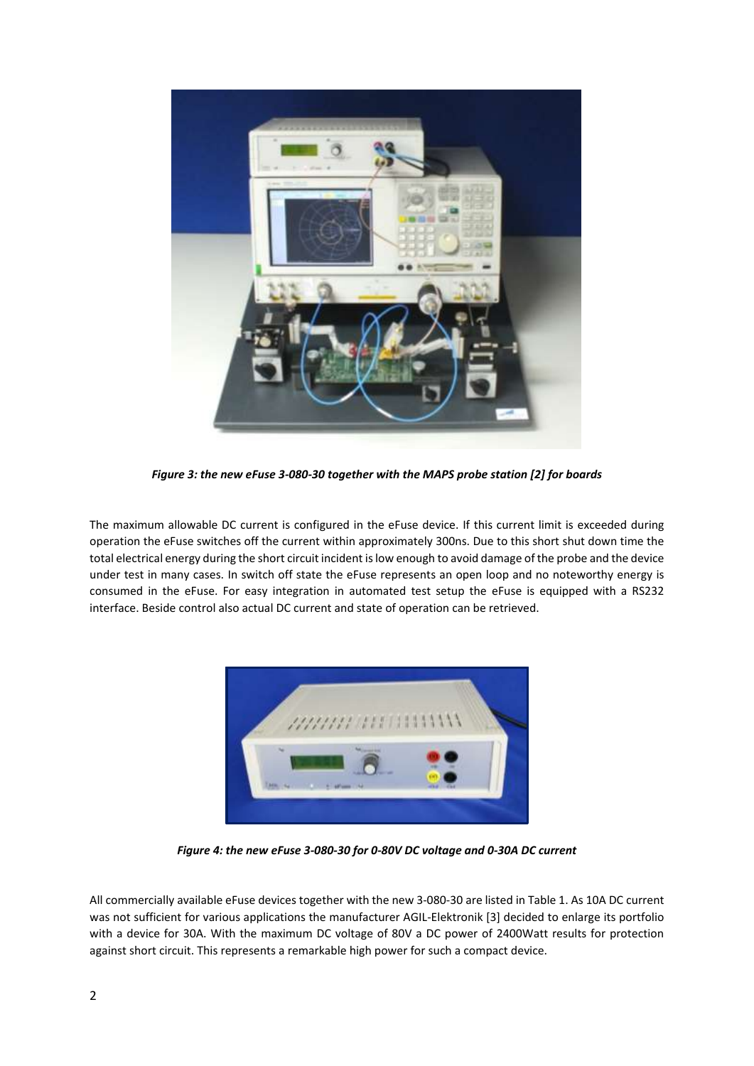*Figure 3: the new eFuse 3-080-30 together with the MAPS probe station [2] for boards*

The maximum allowable DC current is configured in the eFuse device. If this current limit is exceeded during operation the eFuse switches off the current within approximately 300ns. Due to this short shut down time the total electrical energy during the short circuit incident is low enough to avoid damage of the probe and the device under test in many cases. In switch off state the eFuse represents an open loop and no noteworthy energy is consumed in the eFuse. For easy integration in automated test setup the eFuse is equipped with a RS232 interface. Beside control also actual DC current and state of operation can be retrieved.

*Figure 4: the new eFuse 3-080-30 for 0-80V DC voltage and 0-30A DC current*

All commercially available eFuse devices together with the new 3-080-30 are listed in Table 1. As 10A DC current was not sufficient for various applications the manufacturer AGIL-Elektronik [3] decided to enlarge its portfolio with a device for 30A. With the maximum DC voltage of 80V a DC power of 2400Watt results for protection against short circuit. This represents a remarkable high power for such a compact device.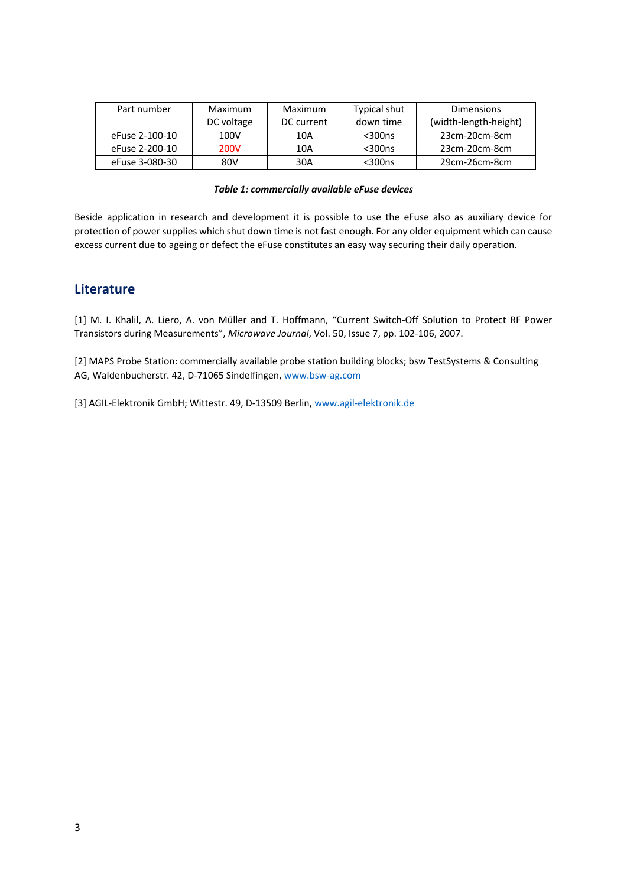| Part number | Maximum DC voltage | Maximum DC current | Typical shut down time | Dimensions (width-length-height) |
|---|---|---|---|---|
| eFuse 2-100-10 | 100V | 10A | <300ns | 23cm-20cm-8cm |
| eFuse 2-200-10 | 200V | 10A | <300ns | 23cm-20cm-8cm |
| eFuse 3-080-30 | 80V | 30A | <300ns | 29cm-26cm-8cm |

***Table 1: commercially available eFuse devices***

Beside application in research and development it is possible to use the eFuse also as auxiliary device for protection of power supplies which shut down time is not fast enough. For any older equipment which can cause excess current due to ageing or defect the eFuse constitutes an easy way securing their daily operation.

## Literature

[1] M. I. Khalil, A. Liero, A. von Müller and T. Hoffmann, "Current Switch-Off Solution to Protect RF Power Transistors during Measurements", *Microwave Journal*, Vol. 50, Issue 7, pp. 102-106, 2007.

[2] MAPS Probe Station: commercially available probe station building blocks; bsw TestSystems & Consulting AG, Waldenbucherstr. 42, D-71065 Sindelfingen, www.bsw-ag.com

[3] AGIL-Elektronik GmbH; Wittestr. 49, D-13509 Berlin, www.agil-elektronik.de